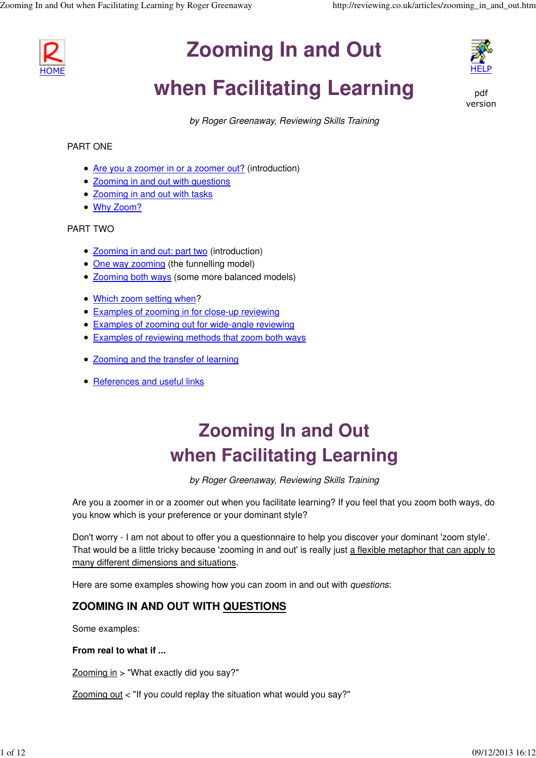HOME

# Zooming In and Out

# when Facilitating Learning

HELP

pdf version

*by Roger Greenaway, Reviewing Skills Training*

PART ONE

- Are you a zoomer in or a zoomer out? (introduction)
- Zooming in and out with questions
- Zooming in and out with tasks
- Why Zoom?

PART TWO

- Zooming in and out: part two (introduction)
- One way zooming (the funnelling model)
- Zooming both ways (some more balanced models)

- Which zoom setting when?
- Examples of zooming in for close-up reviewing
- Examples of zooming out for wide-angle reviewing
- Examples of reviewing methods that zoom both ways

- Zooming and the transfer of learning

- References and useful links

# Zooming In and Out when Facilitating Learning

*by Roger Greenaway, Reviewing Skills Training*

Are you a zoomer in or a zoomer out when you facilitate learning? If you feel that you zoom both ways, do you know which is your preference or your dominant style?

Don't worry - I am not about to offer you a questionnaire to help you discover your dominant 'zoom style'. That would be a little tricky because 'zooming in and out' is really just a flexible metaphor that can apply to many different dimensions and situations.

Here are some examples showing how you can zoom in and out with *questions*:

## ZOOMING IN AND OUT WITH QUESTIONS

Some examples:

**From real to what if ...**

Zooming in > "What exactly did you say?"

Zooming out < "If you could replay the situation what would you say?"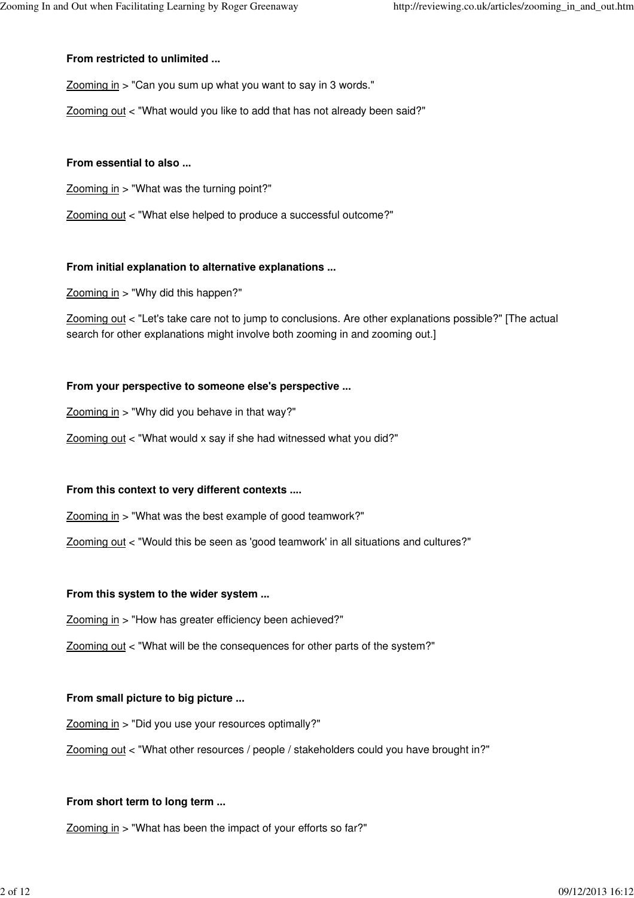**From restricted to unlimited ...**

Zooming in > "Can you sum up what you want to say in 3 words."

Zooming out < "What would you like to add that has not already been said?"

**From essential to also ...**

Zooming in > "What was the turning point?"

Zooming out < "What else helped to produce a successful outcome?"

**From initial explanation to alternative explanations ...**

Zooming in > "Why did this happen?"

Zooming out < "Let's take care not to jump to conclusions. Are other explanations possible?" [The actual search for other explanations might involve both zooming in and zooming out.]

**From your perspective to someone else's perspective ...**

Zooming in > "Why did you behave in that way?"

Zooming out < "What would x say if she had witnessed what you did?"

**From this context to very different contexts ....**

Zooming in > "What was the best example of good teamwork?"

Zooming out < "Would this be seen as 'good teamwork' in all situations and cultures?"

**From this system to the wider system ...**

Zooming in > "How has greater efficiency been achieved?"

Zooming out < "What will be the consequences for other parts of the system?"

**From small picture to big picture ...**

Zooming in > "Did you use your resources optimally?"

Zooming out < "What other resources / people / stakeholders could you have brought in?"

**From short term to long term ...**

Zooming in > "What has been the impact of your efforts so far?"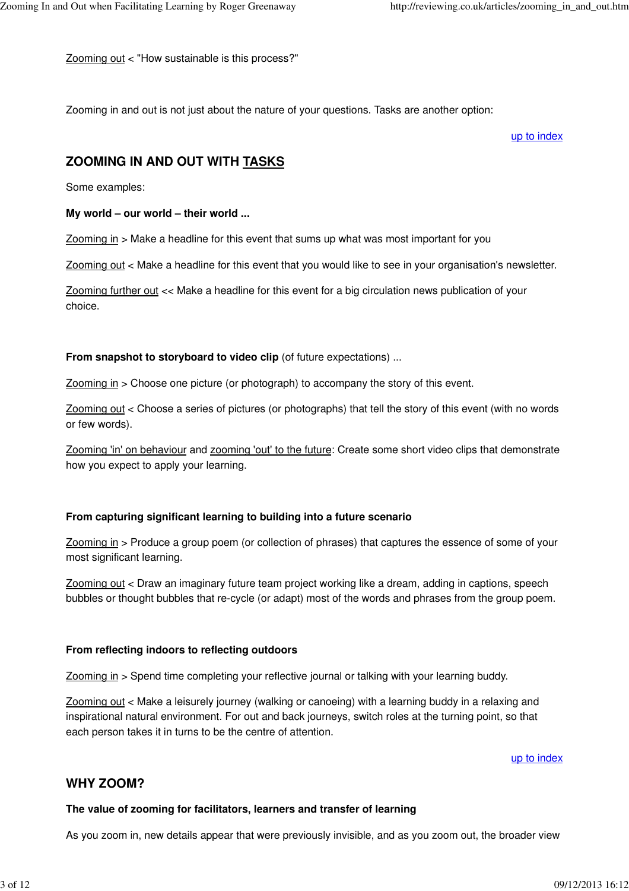Zooming out < "How sustainable is this process?"

Zooming in and out is not just about the nature of your questions. Tasks are another option:

up to index

## ZOOMING IN AND OUT WITH TASKS

Some examples:

**My world – our world – their world ...**

Zooming in > Make a headline for this event that sums up what was most important for you

Zooming out < Make a headline for this event that you would like to see in your organisation's newsletter.

Zooming further out << Make a headline for this event for a big circulation news publication of your choice.

**From snapshot to storyboard to video clip** (of future expectations) ...

Zooming in > Choose one picture (or photograph) to accompany the story of this event.

Zooming out < Choose a series of pictures (or photographs) that tell the story of this event (with no words or few words).

Zooming 'in' on behaviour and zooming 'out' to the future: Create some short video clips that demonstrate how you expect to apply your learning.

**From capturing significant learning to building into a future scenario**

Zooming in > Produce a group poem (or collection of phrases) that captures the essence of some of your most significant learning.

Zooming out < Draw an imaginary future team project working like a dream, adding in captions, speech bubbles or thought bubbles that re-cycle (or adapt) most of the words and phrases from the group poem.

**From reflecting indoors to reflecting outdoors**

Zooming in > Spend time completing your reflective journal or talking with your learning buddy.

Zooming out < Make a leisurely journey (walking or canoeing) with a learning buddy in a relaxing and inspirational natural environment. For out and back journeys, switch roles at the turning point, so that each person takes it in turns to be the centre of attention.

up to index

## WHY ZOOM?

**The value of zooming for facilitators, learners and transfer of learning**

As you zoom in, new details appear that were previously invisible, and as you zoom out, the broader view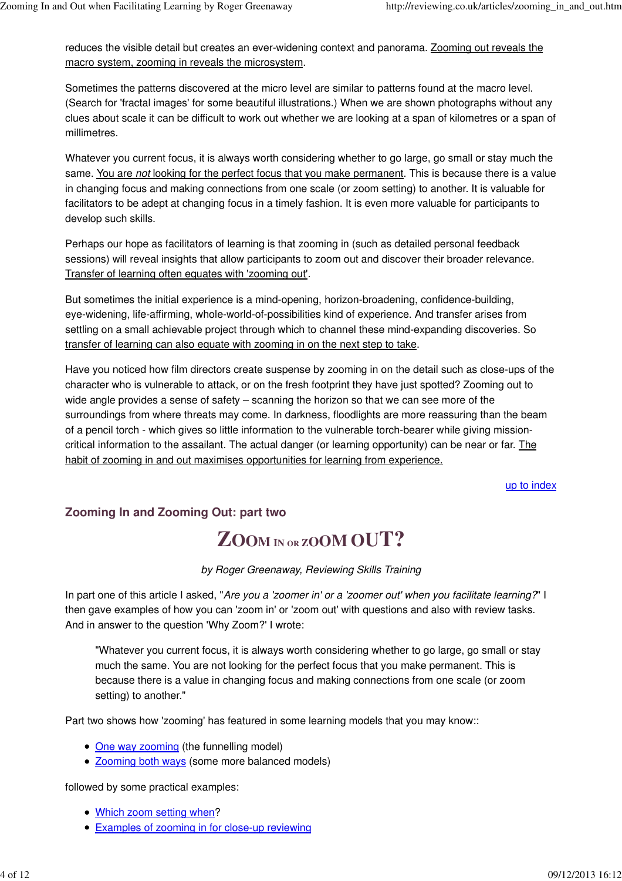reduces the visible detail but creates an ever-widening context and panorama. Zooming out reveals the macro system, zooming in reveals the microsystem.

Sometimes the patterns discovered at the micro level are similar to patterns found at the macro level. (Search for 'fractal images' for some beautiful illustrations.) When we are shown photographs without any clues about scale it can be difficult to work out whether we are looking at a span of kilometres or a span of millimetres.

Whatever you current focus, it is always worth considering whether to go large, go small or stay much the same. You are *not* looking for the perfect focus that you make permanent. This is because there is a value in changing focus and making connections from one scale (or zoom setting) to another. It is valuable for facilitators to be adept at changing focus in a timely fashion. It is even more valuable for participants to develop such skills.

Perhaps our hope as facilitators of learning is that zooming in (such as detailed personal feedback sessions) will reveal insights that allow participants to zoom out and discover their broader relevance. Transfer of learning often equates with 'zooming out'.

But sometimes the initial experience is a mind-opening, horizon-broadening, confidence-building, eye-widening, life-affirming, whole-world-of-possibilities kind of experience. And transfer arises from settling on a small achievable project through which to channel these mind-expanding discoveries. So transfer of learning can also equate with zooming in on the next step to take.

Have you noticed how film directors create suspense by zooming in on the detail such as close-ups of the character who is vulnerable to attack, or on the fresh footprint they have just spotted? Zooming out to wide angle provides a sense of safety – scanning the horizon so that we can see more of the surroundings from where threats may come. In darkness, floodlights are more reassuring than the beam of a pencil torch - which gives so little information to the vulnerable torch-bearer while giving mission-critical information to the assailant. The actual danger (or learning opportunity) can be near or far. The habit of zooming in and out maximises opportunities for learning from experience.

up to index

## Zooming In and Zooming Out: part two

# ZOOM IN OR ZOOM OUT?

*by Roger Greenaway, Reviewing Skills Training*

In part one of this article I asked, "*Are you a 'zoomer in' or a 'zoomer out' when you facilitate learning?*" I then gave examples of how you can 'zoom in' or 'zoom out' with questions and also with review tasks. And in answer to the question 'Why Zoom?' I wrote:

> "Whatever you current focus, it is always worth considering whether to go large, go small or stay much the same. You are not looking for the perfect focus that you make permanent. This is because there is a value in changing focus and making connections from one scale (or zoom setting) to another."

Part two shows how 'zooming' has featured in some learning models that you may know::

- One way zooming (the funnelling model)
- Zooming both ways (some more balanced models)

followed by some practical examples:

- Which zoom setting when?
- Examples of zooming in for close-up reviewing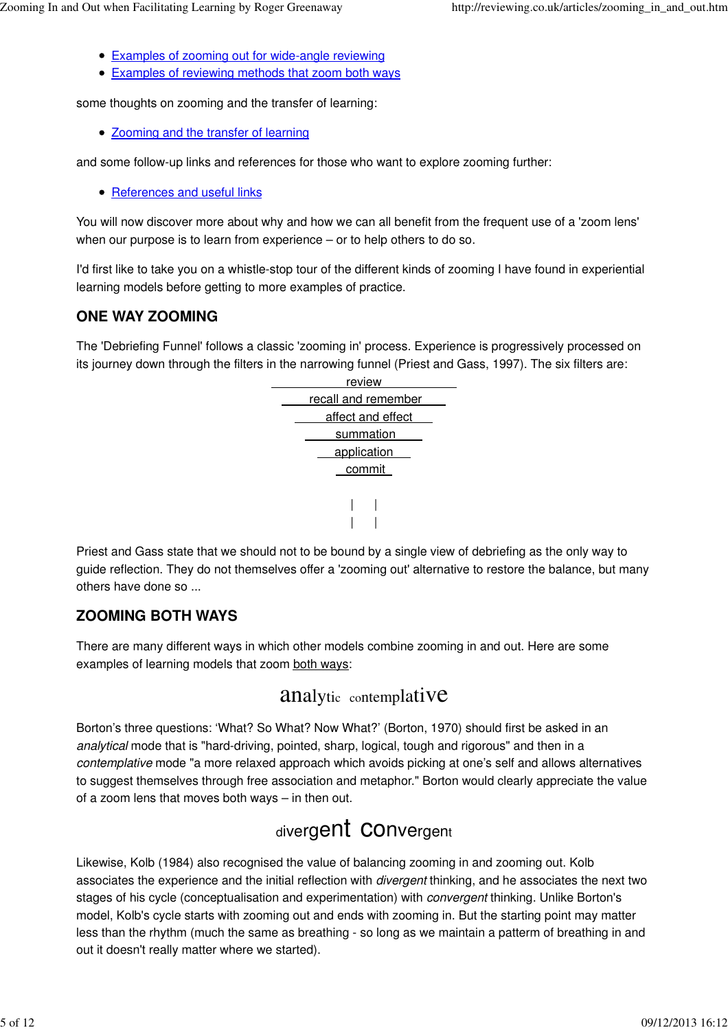- Examples of zooming out for wide-angle reviewing
- Examples of reviewing methods that zoom both ways

some thoughts on zooming and the transfer of learning:

- Zooming and the transfer of learning

and some follow-up links and references for those who want to explore zooming further:

- References and useful links

You will now discover more about why and how we can all benefit from the frequent use of a 'zoom lens' when our purpose is to learn from experience – or to help others to do so.

I'd first like to take you on a whistle-stop tour of the different kinds of zooming I have found in experiential learning models before getting to more examples of practice.

### ONE WAY ZOOMING

The 'Debriefing Funnel' follows a classic 'zooming in' process. Experience is progressively processed on its journey down through the filters in the narrowing funnel (Priest and Gass, 1997). The six filters are:

review
recall and remember
affect and effect
summation
application
commit

Priest and Gass state that we should not to be bound by a single view of debriefing as the only way to guide reflection. They do not themselves offer a 'zooming out' alternative to restore the balance, but many others have done so ...

### ZOOMING BOTH WAYS

There are many different ways in which other models combine zooming in and out. Here are some examples of learning models that zoom both ways:

analytic contemplative

Borton's three questions: 'What? So What? Now What?' (Borton, 1970) should first be asked in an *analytical* mode that is "hard-driving, pointed, sharp, logical, tough and rigorous" and then in a *contemplative* mode "a more relaxed approach which avoids picking at one's self and allows alternatives to suggest themselves through free association and metaphor." Borton would clearly appreciate the value of a zoom lens that moves both ways – in then out.

divergent convergent

Likewise, Kolb (1984) also recognised the value of balancing zooming in and zooming out. Kolb associates the experience and the initial reflection with *divergent* thinking, and he associates the next two stages of his cycle (conceptualisation and experimentation) with *convergent* thinking. Unlike Borton's model, Kolb's cycle starts with zooming out and ends with zooming in. But the starting point may matter less than the rhythm (much the same as breathing - so long as we maintain a patterm of breathing in and out it doesn't really matter where we started).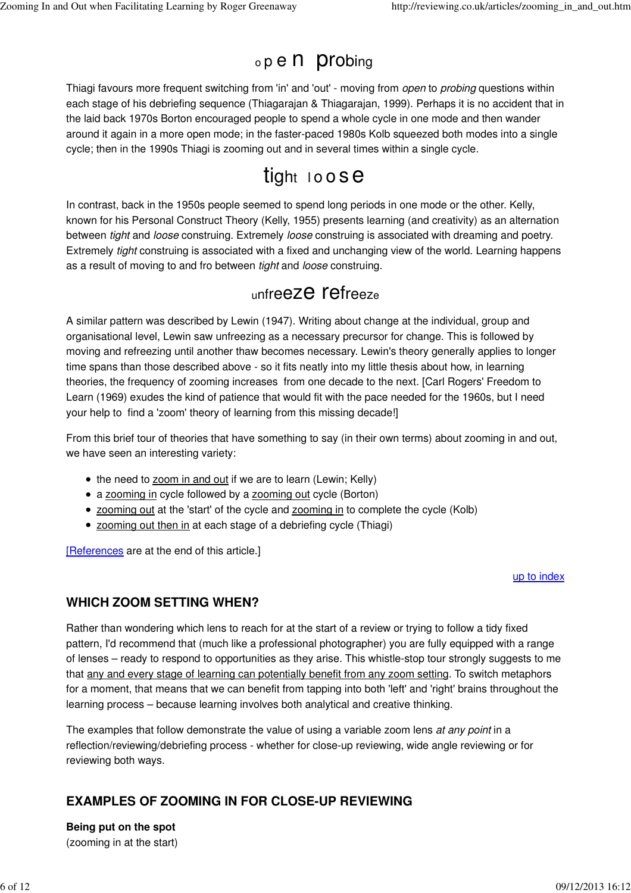## open probing

Thiagi favours more frequent switching from 'in' and 'out' - moving from *open* to *probing* questions within each stage of his debriefing sequence (Thiagarajan & Thiagarajan, 1999). Perhaps it is no accident that in the laid back 1970s Borton encouraged people to spend a whole cycle in one mode and then wander around it again in a more open mode; in the faster-paced 1980s Kolb squeezed both modes into a single cycle; then in the 1990s Thiagi is zooming out and in several times within a single cycle.

## tight loose

In contrast, back in the 1950s people seemed to spend long periods in one mode or the other. Kelly, known for his Personal Construct Theory (Kelly, 1955) presents learning (and creativity) as an alternation between *tight* and *loose* construing. Extremely *loose* construing is associated with dreaming and poetry. Extremely *tight* construing is associated with a fixed and unchanging view of the world. Learning happens as a result of moving to and fro between *tight* and *loose* construing.

## unfreeze refreeze

A similar pattern was described by Lewin (1947). Writing about change at the individual, group and organisational level, Lewin saw unfreezing as a necessary precursor for change. This is followed by moving and refreezing until another thaw becomes necessary. Lewin's theory generally applies to longer time spans than those described above - so it fits neatly into my little thesis about how, in learning theories, the frequency of zooming increases from one decade to the next. [Carl Rogers' Freedom to Learn (1969) exudes the kind of patience that would fit with the pace needed for the 1960s, but I need your help to find a 'zoom' theory of learning from this missing decade!]

From this brief tour of theories that have something to say (in their own terms) about zooming in and out, we have seen an interesting variety:

- the need to zoom in and out if we are to learn (Lewin; Kelly)
- a zooming in cycle followed by a zooming out cycle (Borton)
- zooming out at the 'start' of the cycle and zooming in to complete the cycle (Kolb)
- zooming out then in at each stage of a debriefing cycle (Thiagi)

[References are at the end of this article.]

up to index

## WHICH ZOOM SETTING WHEN?

Rather than wondering which lens to reach for at the start of a review or trying to follow a tidy fixed pattern, I'd recommend that (much like a professional photographer) you are fully equipped with a range of lenses – ready to respond to opportunities as they arise. This whistle-stop tour strongly suggests to me that any and every stage of learning can potentially benefit from any zoom setting. To switch metaphors for a moment, that means that we can benefit from tapping into both 'left' and 'right' brains throughout the learning process – because learning involves both analytical and creative thinking.

The examples that follow demonstrate the value of using a variable zoom lens *at any point* in a reflection/reviewing/debriefing process - whether for close-up reviewing, wide angle reviewing or for reviewing both ways.

## EXAMPLES OF ZOOMING IN FOR CLOSE-UP REVIEWING

**Being put on the spot**
(zooming in at the start)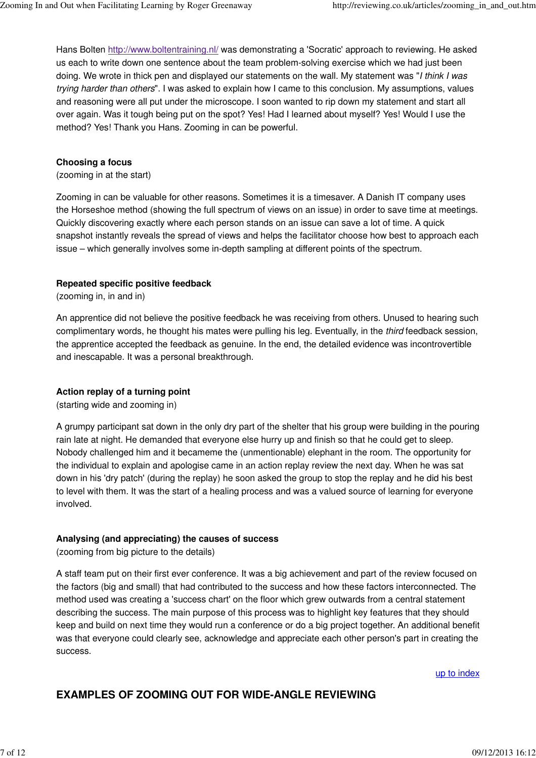Hans Bolten [http://www.boltentraining.nl/](http://www.boltentraining.nl/) was demonstrating a 'Socratic' approach to reviewing. He asked us each to write down one sentence about the team problem-solving exercise which we had just been doing. We wrote in thick pen and displayed our statements on the wall. My statement was "*I think I was trying harder than others*". I was asked to explain how I came to this conclusion. My assumptions, values and reasoning were all put under the microscope. I soon wanted to rip down my statement and start all over again. Was it tough being put on the spot? Yes! Had I learned about myself? Yes! Would I use the method? Yes! Thank you Hans. Zooming in can be powerful.

**Choosing a focus**
(zooming in at the start)

Zooming in can be valuable for other reasons. Sometimes it is a timesaver. A Danish IT company uses the Horseshoe method (showing the full spectrum of views on an issue) in order to save time at meetings. Quickly discovering exactly where each person stands on an issue can save a lot of time. A quick snapshot instantly reveals the spread of views and helps the facilitator choose how best to approach each issue – which generally involves some in-depth sampling at different points of the spectrum.

**Repeated specific positive feedback**
(zooming in, in and in)

An apprentice did not believe the positive feedback he was receiving from others. Unused to hearing such complimentary words, he thought his mates were pulling his leg. Eventually, in the *third* feedback session, the apprentice accepted the feedback as genuine. In the end, the detailed evidence was incontrovertible and inescapable. It was a personal breakthrough.

**Action replay of a turning point**
(starting wide and zooming in)

A grumpy participant sat down in the only dry part of the shelter that his group were building in the pouring rain late at night. He demanded that everyone else hurry up and finish so that he could get to sleep. Nobody challenged him and it becameme the (unmentionable) elephant in the room. The opportunity for the individual to explain and apologise came in an action replay review the next day. When he was sat down in his 'dry patch' (during the replay) he soon asked the group to stop the replay and he did his best to level with them. It was the start of a healing process and was a valued source of learning for everyone involved.

**Analysing (and appreciating) the causes of success**
(zooming from big picture to the details)

A staff team put on their first ever conference. It was a big achievement and part of the review focused on the factors (big and small) that had contributed to the success and how these factors interconnected. The method used was creating a 'success chart' on the floor which grew outwards from a central statement describing the success. The main purpose of this process was to highlight key features that they should keep and build on next time they would run a conference or do a big project together. An additional benefit was that everyone could clearly see, acknowledge and appreciate each other person's part in creating the success.

up to index

## EXAMPLES OF ZOOMING OUT FOR WIDE-ANGLE REVIEWING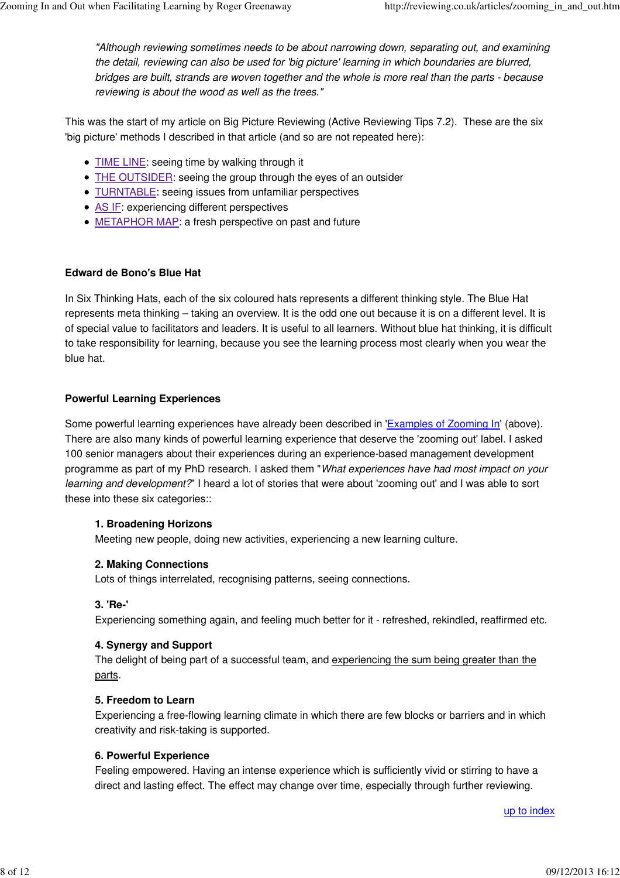*"Although reviewing sometimes needs to be about narrowing down, separating out, and examining the detail, reviewing can also be used for 'big picture' learning in which boundaries are blurred, bridges are built, strands are woven together and the whole is more real than the parts - because reviewing is about the wood as well as the trees."*

This was the start of my article on Big Picture Reviewing (Active Reviewing Tips 7.2). These are the six 'big picture' methods I described in that article (and so are not repeated here):

- TIME LINE: seeing time by walking through it
- THE OUTSIDER: seeing the group through the eyes of an outsider
- TURNTABLE: seeing issues from unfamiliar perspectives
- AS IF: experiencing different perspectives
- METAPHOR MAP: a fresh perspective on past and future

### Edward de Bono's Blue Hat

In Six Thinking Hats, each of the six coloured hats represents a different thinking style. The Blue Hat represents meta thinking – taking an overview. It is the odd one out because it is on a different level. It is of special value to facilitators and leaders. It is useful to all learners. Without blue hat thinking, it is difficult to take responsibility for learning, because you see the learning process most clearly when you wear the blue hat.

### Powerful Learning Experiences

Some powerful learning experiences have already been described in 'Examples of Zooming In' (above). There are also many kinds of powerful learning experience that deserve the 'zooming out' label. I asked 100 senior managers about their experiences during an experience-based management development programme as part of my PhD research. I asked them "*What experiences have had most impact on your learning and development?*" I heard a lot of stories that were about 'zooming out' and I was able to sort these into these six categories::

**1. Broadening Horizons**
Meeting new people, doing new activities, experiencing a new learning culture.

**2. Making Connections**
Lots of things interrelated, recognising patterns, seeing connections.

**3. 'Re-'**
Experiencing something again, and feeling much better for it - refreshed, rekindled, reaffirmed etc.

**4. Synergy and Support**
The delight of being part of a successful team, and experiencing the sum being greater than the parts.

**5. Freedom to Learn**
Experiencing a free-flowing learning climate in which there are few blocks or barriers and in which creativity and risk-taking is supported.

**6. Powerful Experience**
Feeling empowered. Having an intense experience which is sufficiently vivid or stirring to have a direct and lasting effect. The effect may change over time, especially through further reviewing.

up to index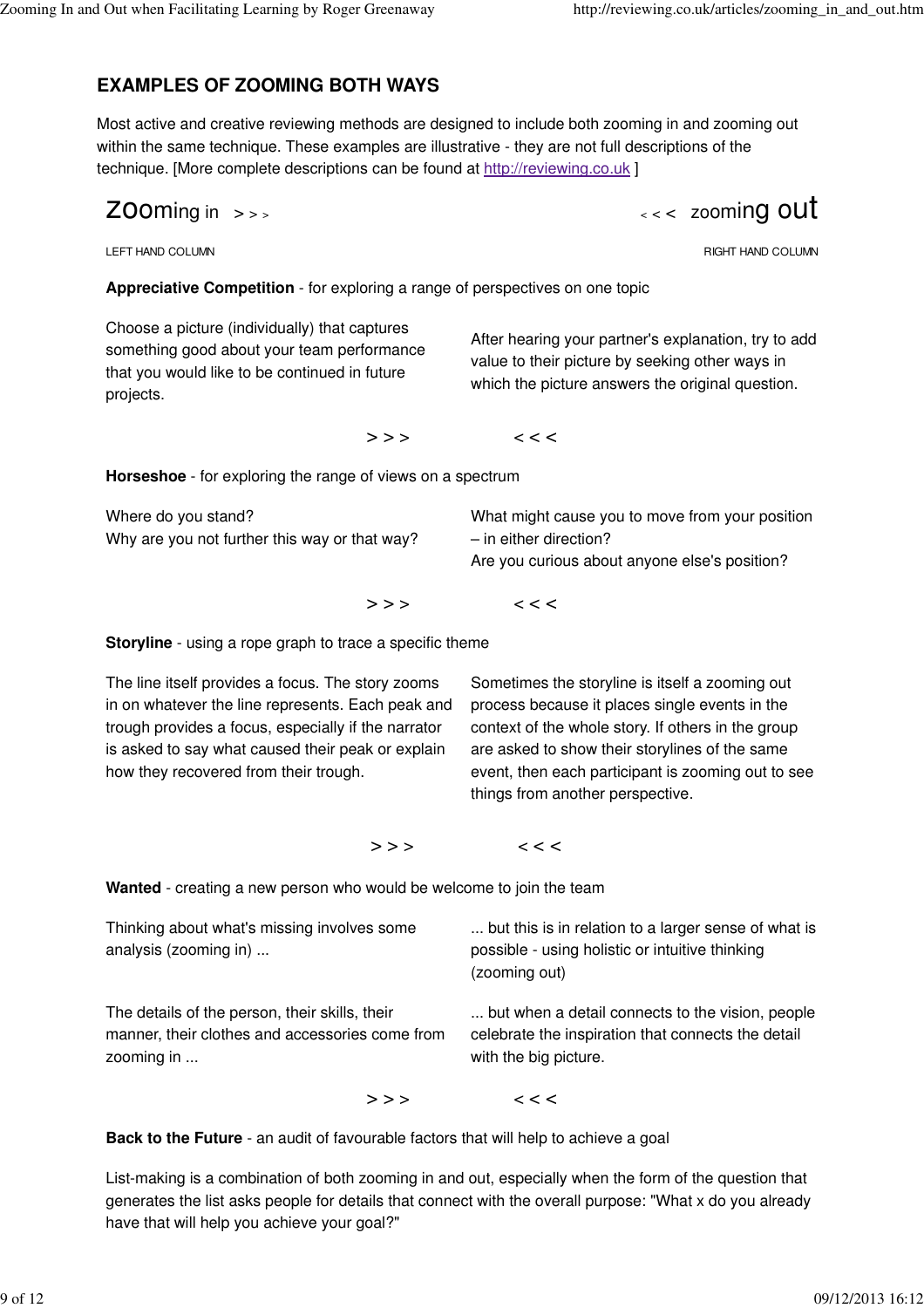## EXAMPLES OF ZOOMING BOTH WAYS

Most active and creative reviewing methods are designed to include both zooming in and zooming out within the same technique. These examples are illustrative - they are not full descriptions of the technique. [More complete descriptions can be found at http://reviewing.co.uk ]

| zooming in > > > | < < < zooming out |
|---|---|
| LEFT HAND COLUMN | RIGHT HAND COLUMN |

**Appreciative Competition** - for exploring a range of perspectives on one topic

| | |
|---|---|
| Choose a picture (individually) that captures something good about your team performance that you would like to be continued in future projects. | After hearing your partner's explanation, try to add value to their picture by seeking other ways in which the picture answers the original question. |

> > > < < <

**Horseshoe** - for exploring the range of views on a spectrum

| | |
|---|---|
| Where do you stand?<br>Why are you not further this way or that way? | What might cause you to move from your position – in either direction?<br>Are you curious about anyone else's position? |

> > > < < <

**Storyline** - using a rope graph to trace a specific theme

| | |
|---|---|
| The line itself provides a focus. The story zooms in on whatever the line represents. Each peak and trough provides a focus, especially if the narrator is asked to say what caused their peak or explain how they recovered from their trough. | Sometimes the storyline is itself a zooming out process because it places single events in the context of the whole story. If others in the group are asked to show their storylines of the same event, then each participant is zooming out to see things from another perspective. |

> > > < < <

**Wanted** - creating a new person who would be welcome to join the team

| | |
|---|---|
| Thinking about what's missing involves some analysis (zooming in) ... | ... but this is in relation to a larger sense of what is possible - using holistic or intuitive thinking (zooming out) |
| The details of the person, their skills, their manner, their clothes and accessories come from zooming in ... | ... but when a detail connects to the vision, people celebrate the inspiration that connects the detail with the big picture. |

> > > < < <

**Back to the Future** - an audit of favourable factors that will help to achieve a goal

List-making is a combination of both zooming in and out, especially when the form of the question that generates the list asks people for details that connect with the overall purpose: "What x do you already have that will help you achieve your goal?"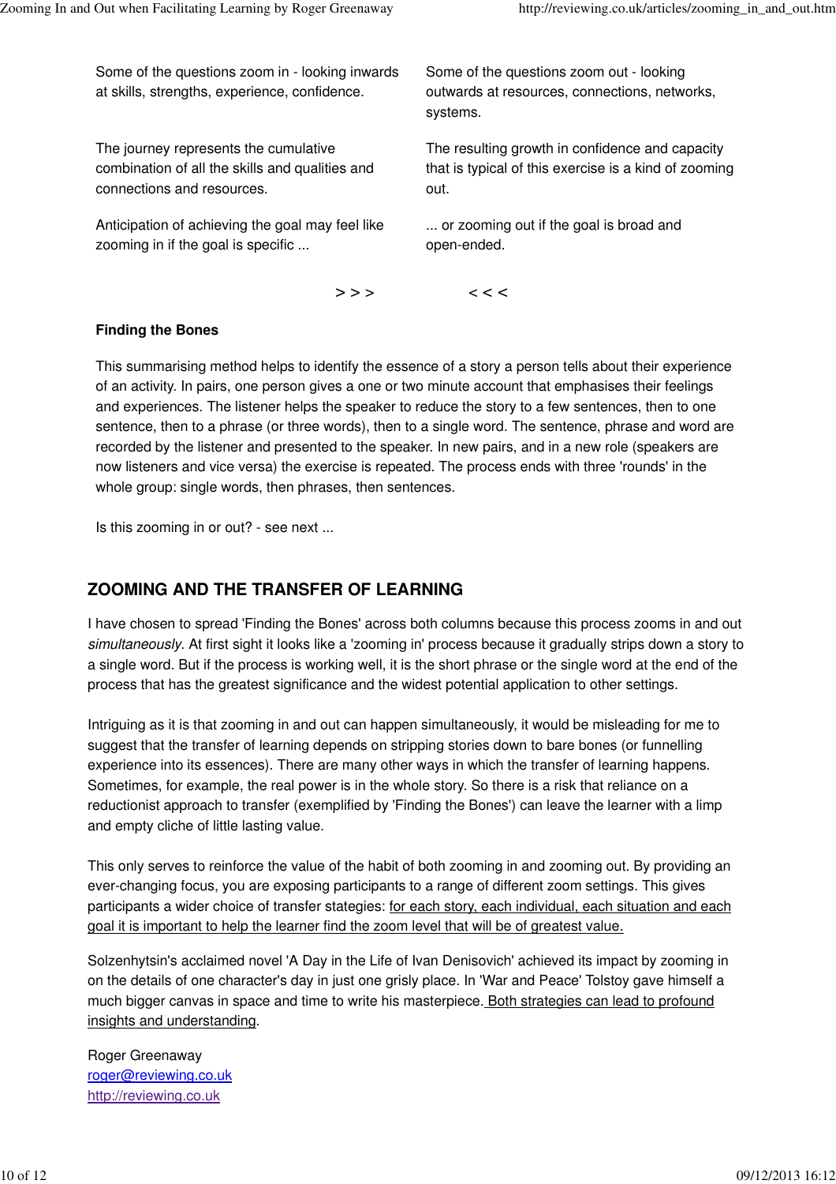| Some of the questions zoom in - looking inwards at skills, strengths, experience, confidence. | Some of the questions zoom out - looking outwards at resources, connections, networks, systems. |
|---|---|
| The journey represents the cumulative combination of all the skills and qualities and connections and resources. | The resulting growth in confidence and capacity that is typical of this exercise is a kind of zooming out. |
| Anticipation of achieving the goal may feel like zooming in if the goal is specific ... | ... or zooming out if the goal is broad and open-ended. |

> > >          < < <

**Finding the Bones**

This summarising method helps to identify the essence of a story a person tells about their experience of an activity. In pairs, one person gives a one or two minute account that emphasises their feelings and experiences. The listener helps the speaker to reduce the story to a few sentences, then to one sentence, then to a phrase (or three words), then to a single word. The sentence, phrase and word are recorded by the listener and presented to the speaker. In new pairs, and in a new role (speakers are now listeners and vice versa) the exercise is repeated. The process ends with three 'rounds' in the whole group: single words, then phrases, then sentences.

Is this zooming in or out? - see next ...

## ZOOMING AND THE TRANSFER OF LEARNING

I have chosen to spread 'Finding the Bones' across both columns because this process zooms in and out *simultaneously*. At first sight it looks like a 'zooming in' process because it gradually strips down a story to a single word. But if the process is working well, it is the short phrase or the single word at the end of the process that has the greatest significance and the widest potential application to other settings.

Intriguing as it is that zooming in and out can happen simultaneously, it would be misleading for me to suggest that the transfer of learning depends on stripping stories down to bare bones (or funnelling experience into its essences). There are many other ways in which the transfer of learning happens. Sometimes, for example, the real power is in the whole story. So there is a risk that reliance on a reductionist approach to transfer (exemplified by 'Finding the Bones') can leave the learner with a limp and empty cliche of little lasting value.

This only serves to reinforce the value of the habit of both zooming in and zooming out. By providing an ever-changing focus, you are exposing participants to a range of different zoom settings. This gives participants a wider choice of transfer stategies: <u>for each story, each individual, each situation and each goal it is important to help the learner find the zoom level that will be of greatest value.</u>

Solzenhytsin's acclaimed novel 'A Day in the Life of Ivan Denisovich' achieved its impact by zooming in on the details of one character's day in just one grisly place. In 'War and Peace' Tolstoy gave himself a much bigger canvas in space and time to write his masterpiece. <u>Both strategies can lead to profound insights and understanding</u>.

Roger Greenaway
roger@reviewing.co.uk
http://reviewing.co.uk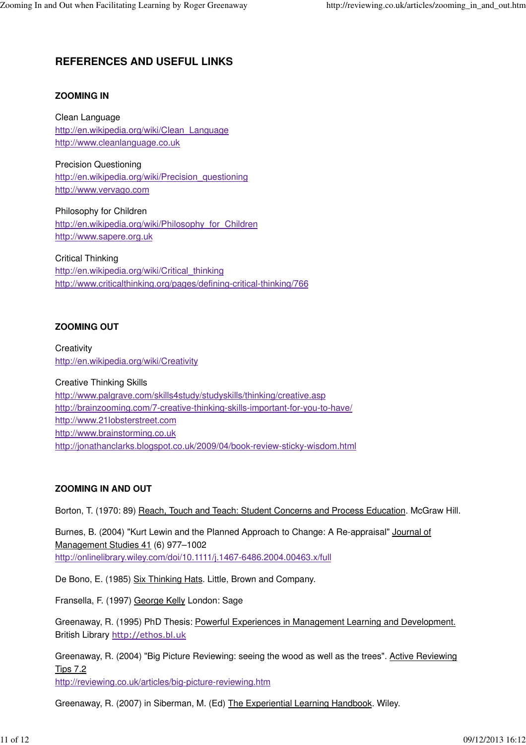## REFERENCES AND USEFUL LINKS

### ZOOMING IN

Clean Language
http://en.wikipedia.org/wiki/Clean_Language
http://www.cleanlanguage.co.uk

Precision Questioning
http://en.wikipedia.org/wiki/Precision_questioning
http://www.vervago.com

Philosophy for Children
http://en.wikipedia.org/wiki/Philosophy_for_Children
http://www.sapere.org.uk

Critical Thinking
http://en.wikipedia.org/wiki/Critical_thinking
http://www.criticalthinking.org/pages/defining-critical-thinking/766

### ZOOMING OUT

Creativity
http://en.wikipedia.org/wiki/Creativity

Creative Thinking Skills
http://www.palgrave.com/skills4study/studyskills/thinking/creative.asp
http://brainzooming.com/7-creative-thinking-skills-important-for-you-to-have/
http://www.21lobsterstreet.com
http://www.brainstorming.co.uk
http://jonathanclarks.blogspot.co.uk/2009/04/book-review-sticky-wisdom.html

### ZOOMING IN AND OUT

Borton, T. (1970: 89) Reach, Touch and Teach: Student Concerns and Process Education. McGraw Hill.

Burnes, B. (2004) "Kurt Lewin and the Planned Approach to Change: A Re-appraisal" Journal of Management Studies 41 (6) 977–1002
http://onlinelibrary.wiley.com/doi/10.1111/j.1467-6486.2004.00463.x/full

De Bono, E. (1985) Six Thinking Hats. Little, Brown and Company.

Fransella, F. (1997) George Kelly London: Sage

Greenaway, R. (1995) PhD Thesis: Powerful Experiences in Management Learning and Development. British Library http://ethos.bl.uk

Greenaway, R. (2004) "Big Picture Reviewing: seeing the wood as well as the trees". Active Reviewing Tips 7.2
http://reviewing.co.uk/articles/big-picture-reviewing.htm

Greenaway, R. (2007) in Siberman, M. (Ed) The Experiential Learning Handbook. Wiley.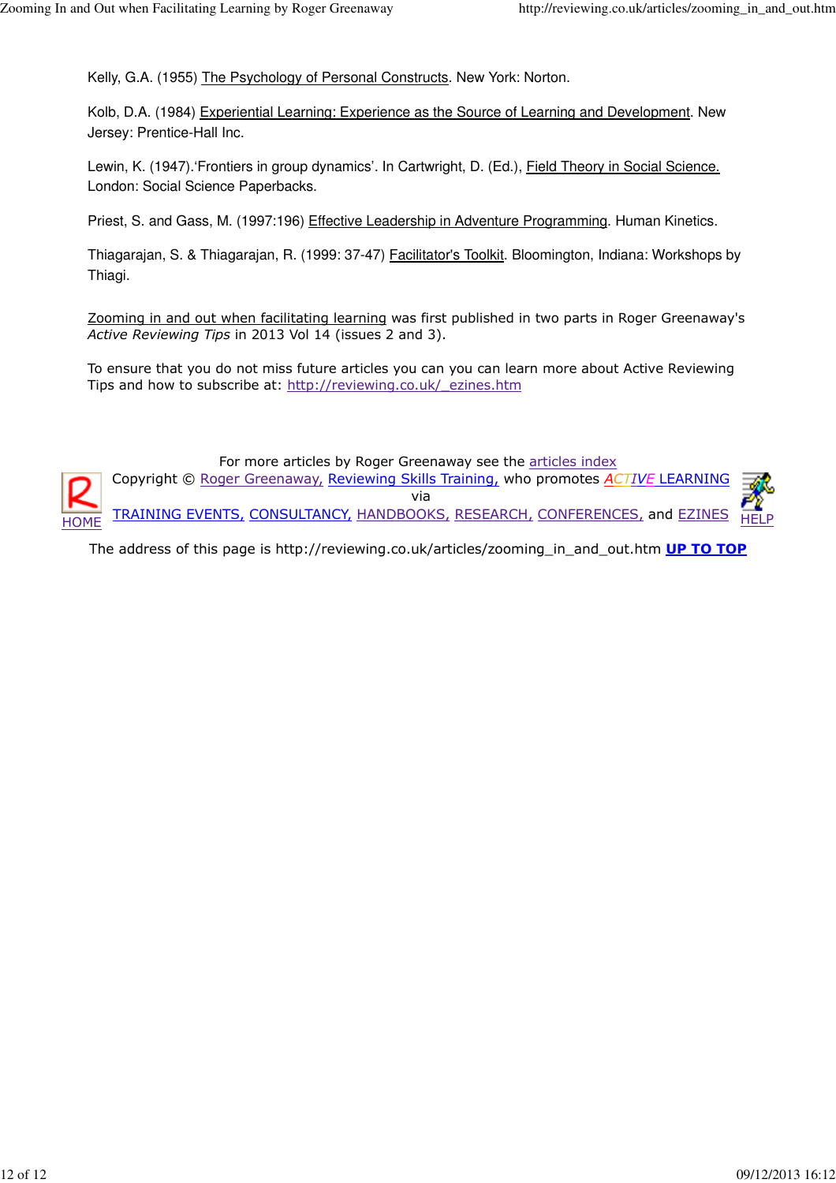Kelly, G.A. (1955) The Psychology of Personal Constructs. New York: Norton.

Kolb, D.A. (1984) Experiential Learning: Experience as the Source of Learning and Development. New Jersey: Prentice-Hall Inc.

Lewin, K. (1947).'Frontiers in group dynamics'. In Cartwright, D. (Ed.), Field Theory in Social Science. London: Social Science Paperbacks.

Priest, S. and Gass, M. (1997:196) Effective Leadership in Adventure Programming. Human Kinetics.

Thiagarajan, S. & Thiagarajan, R. (1999: 37-47) Facilitator's Toolkit. Bloomington, Indiana: Workshops by Thiagi.

Zooming in and out when facilitating learning was first published in two parts in Roger Greenaway's *Active Reviewing Tips* in 2013 Vol 14 (issues 2 and 3).

To ensure that you do not miss future articles you can you can learn more about Active Reviewing Tips and how to subscribe at: http://reviewing.co.uk/_ezines.htm

For more articles by Roger Greenaway see the articles index

HOME Copyright © Roger Greenaway, Reviewing Skills Training, who promotes ACTIVE LEARNING via TRAINING EVENTS, CONSULTANCY, HANDBOOKS, RESEARCH, CONFERENCES, and EZINES HELP

The address of this page is http://reviewing.co.uk/articles/zooming_in_and_out.htm **UP TO TOP**